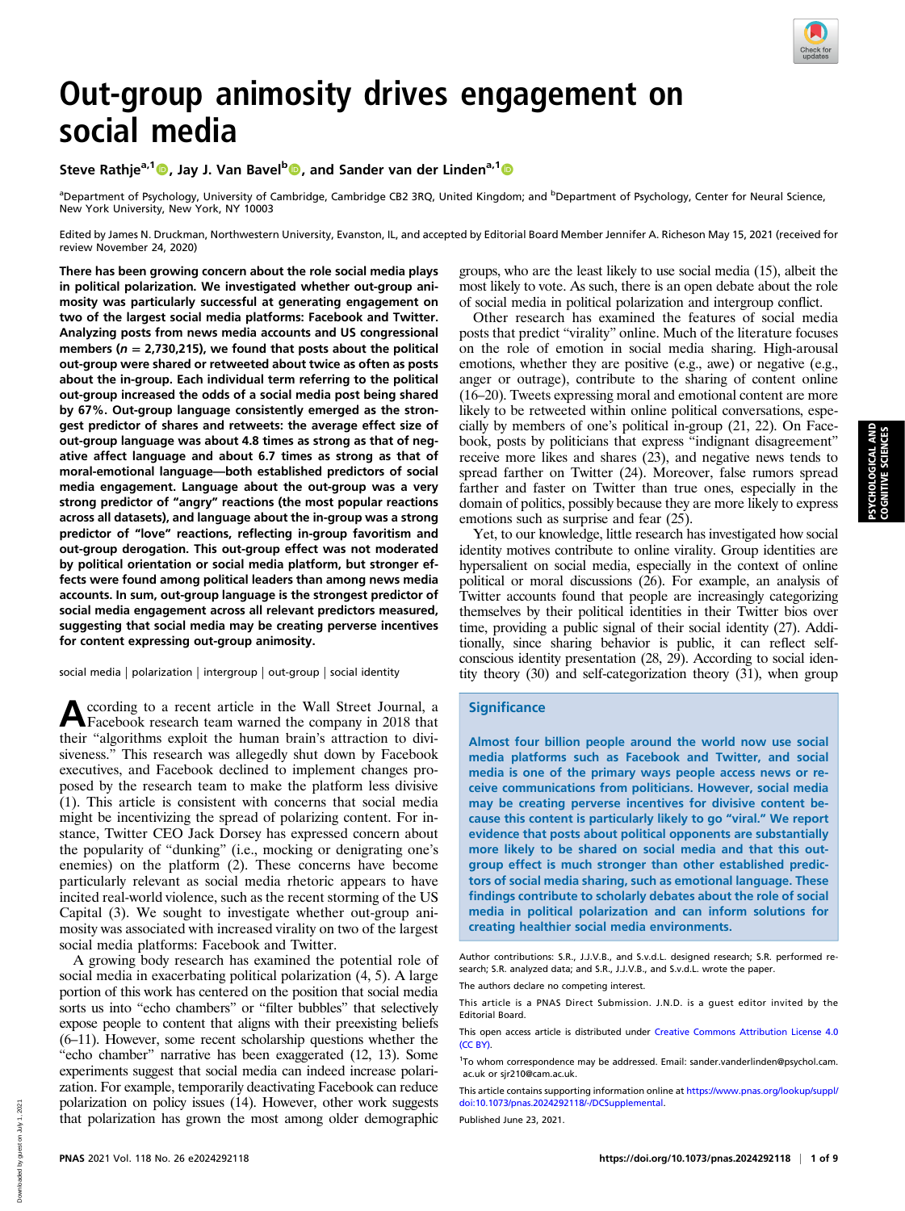# Out-group animosity drives engagement on social media

**Steve Rathje[a,1], Jay J. Van Bavel[b], and Sander van der Linden[a,1]**

[a]Department of Psychology, University of Cambridge, Cambridge CB2 3RQ, United Kingdom; and [b]Department of Psychology, Center for Neural Science, New York University, New York, NY 10003

Edited by James N. Druckman, Northwestern University, Evanston, IL, and accepted by Editorial Board Member Jennifer A. Richeson May 15, 2021 (received for review November 24, 2020)

**There has been growing concern about the role social media plays in political polarization. We investigated whether out-group animosity was particularly successful at generating engagement on two of the largest social media platforms: Facebook and Twitter. Analyzing posts from news media accounts and US congressional members ($n$ = 2,730,215), we found that posts about the political out-group were shared or retweeted about twice as often as posts about the in-group. Each individual term referring to the political out-group increased the odds of a social media post being shared by 67%. Out-group language consistently emerged as the strongest predictor of shares and retweets: the average effect size of out-group language was about 4.8 times as strong as that of negative affect language and about 6.7 times as strong as that of moral-emotional language—both established predictors of social media engagement. Language about the out-group was a very strong predictor of "angry" reactions (the most popular reactions across all datasets), and language about the in-group was a strong predictor of "love" reactions, reflecting in-group favoritism and out-group derogation. This out-group effect was not moderated by political orientation or social media platform, but stronger effects were found among political leaders than among news media accounts. In sum, out-group language is the strongest predictor of social media engagement across all relevant predictors measured, suggesting that social media may be creating perverse incentives for content expressing out-group animosity.**

social media | polarization | intergroup | out-group | social identity

According to a recent article in the Wall Street Journal, a Facebook research team warned the company in 2018 that their "algorithms exploit the human brain's attraction to divisiveness." This research was allegedly shut down by Facebook executives, and Facebook declined to implement changes proposed by the research team to make the platform less divisive (1). This article is consistent with concerns that social media might be incentivizing the spread of polarizing content. For instance, Twitter CEO Jack Dorsey has expressed concern about the popularity of "dunking" (i.e., mocking or denigrating one's enemies) on the platform (2). These concerns have become particularly relevant as social media rhetoric appears to have incited real-world violence, such as the recent storming of the US Capital (3). We sought to investigate whether out-group animosity was associated with increased virality on two of the largest social media platforms: Facebook and Twitter.

A growing body research has examined the potential role of social media in exacerbating political polarization (4, 5). A large portion of this work has centered on the position that social media sorts us into "echo chambers" or "filter bubbles" that selectively expose people to content that aligns with their preexisting beliefs (6–11). However, some recent scholarship questions whether the "echo chamber" narrative has been exaggerated (12, 13). Some experiments suggest that social media can indeed increase polarization. For example, temporarily deactivating Facebook can reduce polarization on policy issues (14). However, other work suggests that polarization has grown the most among older demographic groups, who are the least likely to use social media (15), albeit the most likely to vote. As such, there is an open debate about the role of social media in political polarization and intergroup conflict.

Other research has examined the features of social media posts that predict "virality" online. Much of the literature focuses on the role of emotion in social media sharing. High-arousal emotions, whether they are positive (e.g., awe) or negative (e.g., anger or outrage), contribute to the sharing of content online (16–20). Tweets expressing moral and emotional content are more likely to be retweeted within online political conversations, especially by members of one's political in-group (21, 22). On Facebook, posts by politicians that express "indignant disagreement" receive more likes and shares (23), and negative news tends to spread farther on Twitter (24). Moreover, false rumors spread farther and faster on Twitter than true ones, especially in the domain of politics, possibly because they are more likely to express emotions such as surprise and fear (25).

Yet, to our knowledge, little research has investigated how social identity motives contribute to online virality. Group identities are hypersalient on social media, especially in the context of online political or moral discussions (26). For example, an analysis of Twitter accounts found that people are increasingly categorizing themselves by their political identities in their Twitter bios over time, providing a public signal of their social identity (27). Additionally, since sharing behavior is public, it can reflect self-conscious identity presentation (28, 29). According to social identity theory (30) and self-categorization theory (31), when group

## Significance

**Almost four billion people around the world now use social media platforms such as Facebook and Twitter, and social media is one of the primary ways people access news or receive communications from politicians. However, social media may be creating perverse incentives for divisive content because this content is particularly likely to go "viral." We report evidence that posts about political opponents are substantially more likely to be shared on social media and that this out-group effect is much stronger than other established predictors of social media sharing, such as emotional language. These findings contribute to scholarly debates about the role of social media in political polarization and can inform solutions for creating healthier social media environments.**

Author contributions: S.R., J.J.V.B., and S.v.d.L. designed research; S.R. performed research; S.R. analyzed data; and S.R., J.J.V.B., and S.v.d.L. wrote the paper.

The authors declare no competing interest.

This article is a PNAS Direct Submission. J.N.D. is a guest editor invited by the Editorial Board.

This open access article is distributed under Creative Commons Attribution License 4.0 (CC BY).

[1]To whom correspondence may be addressed. Email: sander.vanderlinden@psychol.cam.ac.uk or sjr210@cam.ac.uk.

This article contains supporting information online at https://www.pnas.org/lookup/suppl/doi:10.1073/pnas.2024292118/-/DCSupplemental.

Published June 23, 2021.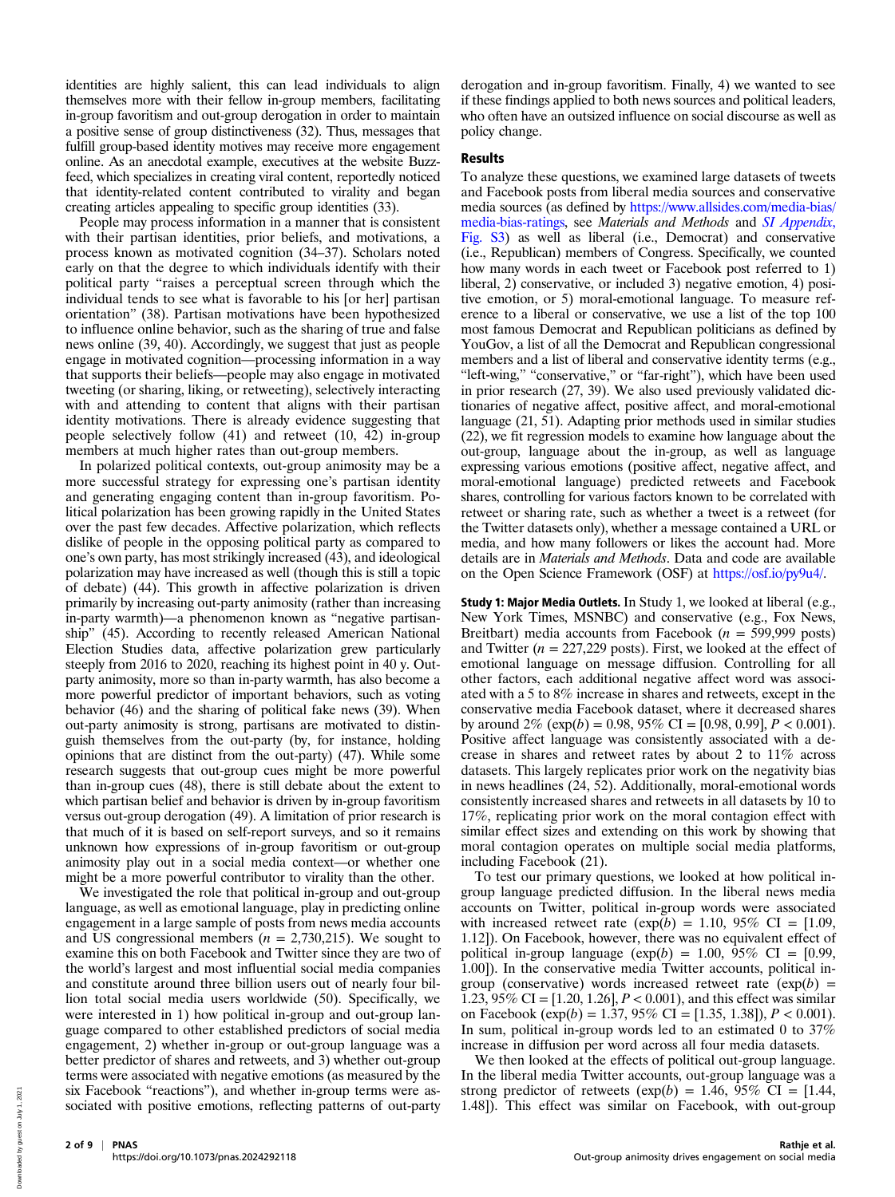identities are highly salient, this can lead individuals to align themselves more with their fellow in-group members, facilitating in-group favoritism and out-group derogation in order to maintain a positive sense of group distinctiveness (32). Thus, messages that fulfill group-based identity motives may receive more engagement online. As an anecdotal example, executives at the website Buzzfeed, which specializes in creating viral content, reportedly noticed that identity-related content contributed to virality and began creating articles appealing to specific group identities (33).

People may process information in a manner that is consistent with their partisan identities, prior beliefs, and motivations, a process known as motivated cognition (34–37). Scholars noted early on that the degree to which individuals identify with their political party "raises a perceptual screen through which the individual tends to see what is favorable to his [or her] partisan orientation" (38). Partisan motivations have been hypothesized to influence online behavior, such as the sharing of true and false news online (39, 40). Accordingly, we suggest that just as people engage in motivated cognition—processing information in a way that supports their beliefs—people may also engage in motivated tweeting (or sharing, liking, or retweeting), selectively interacting with and attending to content that aligns with their partisan identity motivations. There is already evidence suggesting that people selectively follow (41) and retweet (10, 42) in-group members at much higher rates than out-group members.

In polarized political contexts, out-group animosity may be a more successful strategy for expressing one's partisan identity and generating engaging content than in-group favoritism. Political polarization has been growing rapidly in the United States over the past few decades. Affective polarization, which reflects dislike of people in the opposing political party as compared to one's own party, has most strikingly increased (43), and ideological polarization may have increased as well (though this is still a topic of debate) (44). This growth in affective polarization is driven primarily by increasing out-party animosity (rather than increasing in-party warmth)—a phenomenon known as "negative partisanship" (45). According to recently released American National Election Studies data, affective polarization grew particularly steeply from 2016 to 2020, reaching its highest point in 40 y. Out-party animosity, more so than in-party warmth, has also become a more powerful predictor of important behaviors, such as voting behavior (46) and the sharing of political fake news (39). When out-party animosity is strong, partisans are motivated to distinguish themselves from the out-party (by, for instance, holding opinions that are distinct from the out-party) (47). While some research suggests that out-group cues might be more powerful than in-group cues (48), there is still debate about the extent to which partisan belief and behavior is driven by in-group favoritism versus out-group derogation (49). A limitation of prior research is that much of it is based on self-report surveys, and so it remains unknown how expressions of in-group favoritism or out-group animosity play out in a social media context—or whether one might be a more powerful contributor to virality than the other.

We investigated the role that political in-group and out-group language, as well as emotional language, play in predicting online engagement in a large sample of posts from news media accounts and US congressional members ($n$ = 2,730,215). We sought to examine this on both Facebook and Twitter since they are two of the world's largest and most influential social media companies and constitute around three billion users out of nearly four billion total social media users worldwide (50). Specifically, we were interested in 1) how political in-group and out-group language compared to other established predictors of social media engagement, 2) whether in-group or out-group language was a better predictor of shares and retweets, and 3) whether out-group terms were associated with negative emotions (as measured by the six Facebook "reactions"), and whether in-group terms were associated with positive emotions, reflecting patterns of out-party derogation and in-group favoritism. Finally, 4) we wanted to see if these findings applied to both news sources and political leaders, who often have an outsized influence on social discourse as well as policy change.

## Results

To analyze these questions, we examined large datasets of tweets and Facebook posts from liberal media sources and conservative media sources (as defined by https://www.allsides.com/media-bias/media-bias-ratings, see *Materials and Methods* and *SI Appendix*, Fig. S3) as well as liberal (i.e., Democrat) and conservative (i.e., Republican) members of Congress. Specifically, we counted how many words in each tweet or Facebook post referred to 1) liberal, 2) conservative, or included 3) negative emotion, 4) positive emotion, or 5) moral-emotional language. To measure reference to a liberal or conservative, we use a list of the top 100 most famous Democrat and Republican politicians as defined by YouGov, a list of all the Democrat and Republican congressional members and a list of liberal and conservative identity terms (e.g., "left-wing," "conservative," or "far-right"), which have been used in prior research (27, 39). We also used previously validated dictionaries of negative affect, positive affect, and moral-emotional language (21, 51). Adapting prior methods used in similar studies (22), we fit regression models to examine how language about the out-group, language about the in-group, as well as language expressing various emotions (positive affect, negative affect, and moral-emotional language) predicted retweets and Facebook shares, controlling for various factors known to be correlated with retweet or sharing rate, such as whether a tweet is a retweet (for the Twitter datasets only), whether a message contained a URL or media, and how many followers or likes the account had. More details are in *Materials and Methods*. Data and code are available on the Open Science Framework (OSF) at https://osf.io/py9u4/.

**Study 1: Major Media Outlets.** In Study 1, we looked at liberal (e.g., New York Times, MSNBC) and conservative (e.g., Fox News, Breitbart) media accounts from Facebook ($n$ = 599,999 posts) and Twitter ($n$ = 227,229 posts). First, we looked at the effect of emotional language on message diffusion. Controlling for all other factors, each additional negative affect word was associated with a 5 to 8% increase in shares and retweets, except in the conservative media Facebook dataset, where it decreased shares by around 2% ($\exp(b)$ = 0.98, 95% CI = [0.98, 0.99], $P < 0.001$). Positive affect language was consistently associated with a decrease in shares and retweet rates by about 2 to 11% across datasets. This largely replicates prior work on the negativity bias in news headlines (24, 52). Additionally, moral-emotional words consistently increased shares and retweets in all datasets by 10 to 17%, replicating prior work on the moral contagion effect with similar effect sizes and extending on this work by showing that moral contagion operates on multiple social media platforms, including Facebook (21).

To test our primary questions, we looked at how political in-group language predicted diffusion. In the liberal news media accounts on Twitter, political in-group words were associated with increased retweet rate ($\exp(b)$ = 1.10, 95% CI = [1.09, 1.12]). On Facebook, however, there was no equivalent effect of political in-group language ($\exp(b)$ = 1.00, 95% CI = [0.99, 1.00]). In the conservative media Twitter accounts, political in-group (conservative) words increased retweet rate ($\exp(b)$ = 1.23, 95% CI = [1.20, 1.26], $P < 0.001$), and this effect was similar on Facebook ($\exp(b)$ = 1.37, 95% CI = [1.35, 1.38]), $P < 0.001$). In sum, political in-group words led to an estimated 0 to 37% increase in diffusion per word across all four media datasets.

We then looked at the effects of political out-group language. In the liberal media Twitter accounts, out-group language was a strong predictor of retweets ($\exp(b)$ = 1.46, 95% CI = [1.44, 1.48]). This effect was similar on Facebook, with out-group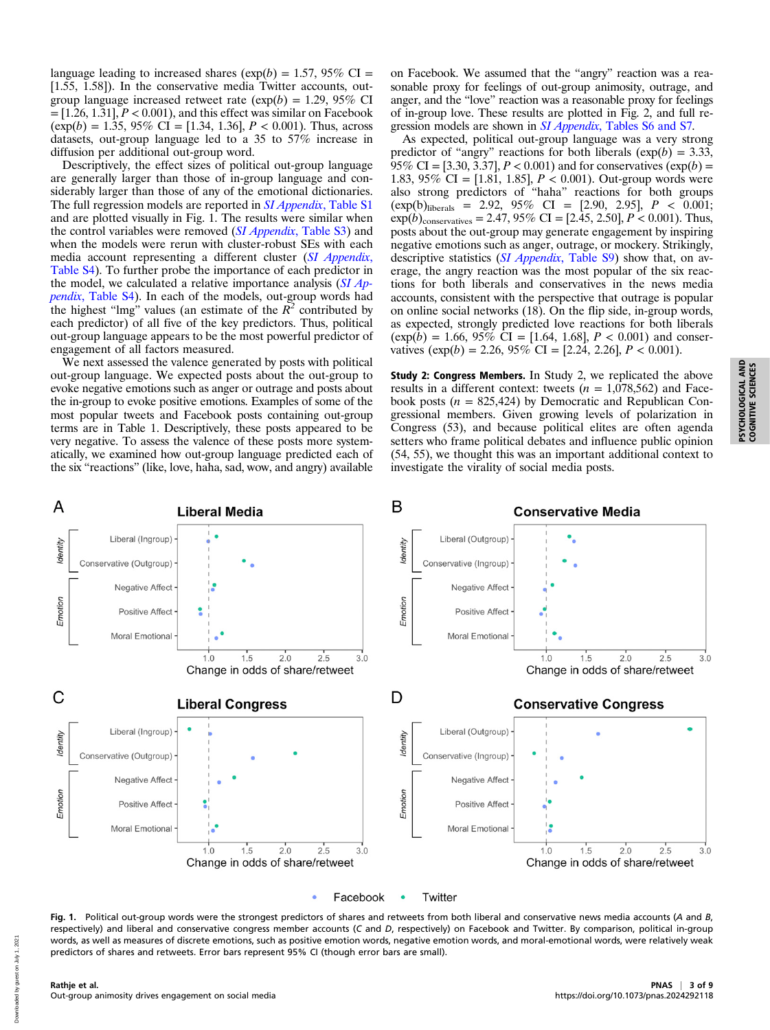language leading to increased shares (exp($b$) = 1.57, 95% CI = [1.55, 1.58]). In the conservative media Twitter accounts, out-group language increased retweet rate (exp($b$) = 1.29, 95% CI = [1.26, 1.31], $P < 0.001$), and this effect was similar on Facebook (exp($b$) = 1.35, 95% CI = [1.34, 1.36], $P < 0.001$). Thus, across datasets, out-group language led to a 35 to 57% increase in diffusion per additional out-group word.

Descriptively, the effect sizes of political out-group language are generally larger than those of in-group language and considerably larger than those of any of the emotional dictionaries. The full regression models are reported in *SI Appendix*, Table S1 and are plotted visually in Fig. 1. The results were similar when the control variables were removed (*SI Appendix*, Table S3) and when the models were rerun with cluster-robust SEs with each media account representing a different cluster (*SI Appendix*, Table S4). To further probe the importance of each predictor in the model, we calculated a relative importance analysis (*SI Appendix*, Table S4). In each of the models, out-group words had the highest "lmg" values (an estimate of the $R^2$ contributed by each predictor) of all five of the key predictors. Thus, political out-group language appears to be the most powerful predictor of engagement of all factors measured.

We next assessed the valence generated by posts with political out-group language. We expected posts about the out-group to evoke negative emotions such as anger or outrage and posts about the in-group to evoke positive emotions. Examples of some of the most popular tweets and Facebook posts containing out-group terms are in Table 1. Descriptively, these posts appeared to be very negative. To assess the valence of these posts more systematically, we examined how out-group language predicted each of the six "reactions" (like, love, haha, sad, wow, and angry) available on Facebook. We assumed that the "angry" reaction was a reasonable proxy for feelings of out-group animosity, outrage, and anger, and the "love" reaction was a reasonable proxy for feelings of in-group love. These results are plotted in Fig. 2, and full regression models are shown in *SI Appendix*, Tables S6 and S7.

As expected, political out-group language was a very strong predictor of "angry" reactions for both liberals (exp($b$) = 3.33, 95% CI = [3.30, 3.37], $P < 0.001$) and for conservatives (exp($b$) = 1.83, 95% CI = [1.81, 1.85], $P < 0.001$). Out-group words were also strong predictors of "haha" reactions for both groups (exp(b)$_{liberals}$ = 2.92, 95% CI = [2.90, 2.95], $P < 0.001$; exp($b$)$_{conservatives}$ = 2.47, 95% CI = [2.45, 2.50], $P < 0.001$). Thus, posts about the out-group may generate engagement by inspiring negative emotions such as anger, outrage, or mockery. Strikingly, descriptive statistics (*SI Appendix*, Table S9) show that, on average, the angry reaction was the most popular of the six reactions for both liberals and conservatives in the news media accounts, consistent with the perspective that outrage is popular on online social networks (18). On the flip side, in-group words, as expected, strongly predicted love reactions for both liberals (exp($b$) = 1.66, 95% CI = [1.64, 1.68], $P < 0.001$) and conservatives (exp($b$) = 2.26, 95% CI = [2.24, 2.26], $P < 0.001$).

**Study 2: Congress Members.** In Study 2, we replicated the above results in a different context: tweets ($n$ = 1,078,562) and Facebook posts ($n$ = 825,424) by Democratic and Republican Congressional members. Given growing levels of polarization in Congress (53), and because political elites are often agenda setters who frame political debates and influence public opinion (54, 55), we thought this was an important additional context to investigate the virality of social media posts.

**Fig. 1.** Political out-group words were the strongest predictors of shares and retweets from both liberal and conservative news media accounts (*A* and *B*, respectively) and liberal and conservative congress member accounts (*C* and *D*, respectively) on Facebook and Twitter. By comparison, political in-group words, as well as measures of discrete emotions, such as positive emotion words, negative emotion words, and moral-emotional words, were relatively weak predictors of shares and retweets. Error bars represent 95% CI (though error bars are small).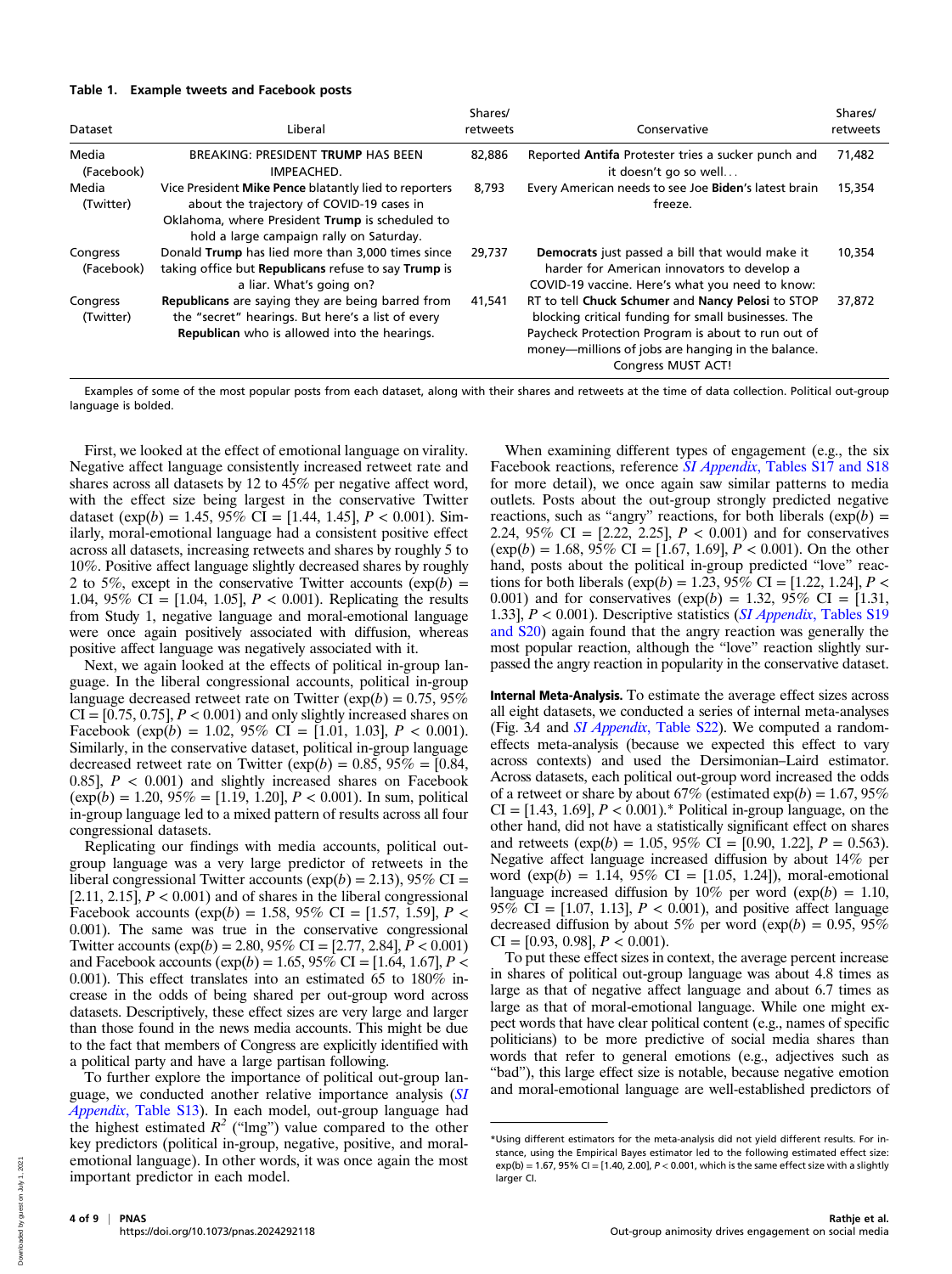**Table 1. Example tweets and Facebook posts**

| Dataset | Liberal | Shares/ retweets | Conservative | Shares/ retweets |
|---|---|---|---|---|
| Media (Facebook) | BREAKING: PRESIDENT **TRUMP** HAS BEEN IMPEACHED. | 82,886 | Reported **Antifa** Protester tries a sucker punch and it doesn't go so well… | 71,482 |
| Media (Twitter) | Vice President **Mike Pence** blatantly lied to reporters about the trajectory of COVID-19 cases in Oklahoma, where President **Trump** is scheduled to hold a large campaign rally on Saturday. | 8,793 | Every American needs to see Joe **Biden**'s latest brain freeze. | 15,354 |
| Congress (Facebook) | Donald **Trump** has lied more than 3,000 times since taking office but **Republicans** refuse to say **Trump** is a liar. What's going on? | 29,737 | **Democrats** just passed a bill that would make it harder for American innovators to develop a COVID-19 vaccine. Here's what you need to know: | 10,354 |
| Congress (Twitter) | **Republicans** are saying they are being barred from the "secret" hearings. But here's a list of every **Republican** who is allowed into the hearings. | 41,541 | RT to tell **Chuck Schumer** and **Nancy Pelosi** to STOP blocking critical funding for small businesses. The Paycheck Protection Program is about to run out of money—millions of jobs are hanging in the balance. Congress MUST ACT! | 37,872 |

Examples of some of the most popular posts from each dataset, along with their shares and retweets at the time of data collection. Political out-group language is bolded.

First, we looked at the effect of emotional language on virality. Negative affect language consistently increased retweet rate and shares across all datasets by 12 to 45% per negative affect word, with the effect size being largest in the conservative Twitter dataset ($\exp(b) = 1.45$, 95% CI = [1.44, 1.45], $P < 0.001$). Similarly, moral-emotional language had a consistent positive effect across all datasets, increasing retweets and shares by roughly 5 to 10%. Positive affect language slightly decreased shares by roughly 2 to 5%, except in the conservative Twitter accounts ($\exp(b) = 1.04$, 95% CI = [1.04, 1.05], $P < 0.001$). Replicating the results from Study 1, negative language and moral-emotional language were once again positively associated with diffusion, whereas positive affect language was negatively associated with it.

Next, we again looked at the effects of political in-group language. In the liberal congressional accounts, political in-group language decreased retweet rate on Twitter ($\exp(b) = 0.75$, 95% CI = [0.75, 0.75], $P < 0.001$) and only slightly increased shares on Facebook ($\exp(b) = 1.02$, 95% CI = [1.01, 1.03], $P < 0.001$). Similarly, in the conservative dataset, political in-group language decreased retweet rate on Twitter ($\exp(b) = 0.85$, 95% = [0.84, 0.85], $P < 0.001$) and slightly increased shares on Facebook ($\exp(b) = 1.20$, 95% = [1.19, 1.20], $P < 0.001$). In sum, political in-group language led to a mixed pattern of results across all four congressional datasets.

Replicating our findings with media accounts, political out-group language was a very large predictor of retweets in the liberal congressional Twitter accounts ($\exp(b) = 2.13$), 95% CI = [2.11, 2.15], $P < 0.001$) and of shares in the liberal congressional Facebook accounts ($\exp(b) = 1.58$, 95% CI = [1.57, 1.59], $P < 0.001$). The same was true in the conservative congressional Twitter accounts ($\exp(b) = 2.80$, 95% CI = [2.77, 2.84], $P < 0.001$) and Facebook accounts ($\exp(b) = 1.65$, 95% CI = [1.64, 1.67], $P < 0.001$). This effect translates into an estimated 65 to 180% increase in the odds of being shared per out-group word across datasets. Descriptively, these effect sizes are very large and larger than those found in the news media accounts. This might be due to the fact that members of Congress are explicitly identified with a political party and have a large partisan following.

To further explore the importance of political out-group language, we conducted another relative importance analysis (*SI Appendix*, Table S13). In each model, out-group language had the highest estimated $R^2$ ("lmg") value compared to the other key predictors (political in-group, negative, positive, and moral-emotional language). In other words, it was once again the most important predictor in each model.

When examining different types of engagement (e.g., the six Facebook reactions, reference *SI Appendix*, Tables S17 and S18 for more detail), we once again saw similar patterns to media outlets. Posts about the out-group strongly predicted negative reactions, such as "angry" reactions, for both liberals ($\exp(b) = 2.24$, 95% CI = [2.22, 2.25], $P < 0.001$) and for conservatives ($\exp(b) = 1.68$, 95% CI = [1.67, 1.69], $P < 0.001$). On the other hand, posts about the political in-group predicted "love" reactions for both liberals ($\exp(b) = 1.23$, 95% CI = [1.22, 1.24], $P < 0.001$) and for conservatives ($\exp(b) = 1.32$, 95% CI = [1.31, 1.33], $P < 0.001$). Descriptive statistics (*SI Appendix*, Tables S19 and S20) again found that the angry reaction was generally the most popular reaction, although the "love" reaction slightly surpassed the angry reaction in popularity in the conservative dataset.

**Internal Meta-Analysis.** To estimate the average effect sizes across all eight datasets, we conducted a series of internal meta-analyses (Fig. 3*A* and *SI Appendix*, Table S22). We computed a random-effects meta-analysis (because we expected this effect to vary across contexts) and used the Dersimonian–Laird estimator. Across datasets, each political out-group word increased the odds of a retweet or share by about 67% (estimated $\exp(b) = 1.67$, 95% CI = [1.43, 1.69], $P < 0.001$).* Political in-group language, on the other hand, did not have a statistically significant effect on shares and retweets ($\exp(b) = 1.05$, 95% CI = [0.90, 1.22], $P = 0.563$). Negative affect language increased diffusion by about 14% per word ($\exp(b) = 1.14$, 95% CI = [1.05, 1.24]), moral-emotional language increased diffusion by 10% per word ($\exp(b) = 1.10$, 95% CI = [1.07, 1.13], $P < 0.001$), and positive affect language decreased diffusion by about 5% per word ($\exp(b) = 0.95$, 95% CI = [0.93, 0.98], $P < 0.001$).

To put these effect sizes in context, the average percent increase in shares of political out-group language was about 4.8 times as large as that of negative affect language and about 6.7 times as large as that of moral-emotional language. While one might expect words that have clear political content (e.g., names of specific politicians) to be more predictive of social media shares than words that refer to general emotions (e.g., adjectives such as "bad"), this large effect size is notable, because negative emotion and moral-emotional language are well-established predictors of

*Using different estimators for the meta-analysis did not yield different results. For instance, using the Empirical Bayes estimator led to the following estimated effect size: $\exp(b) = 1.67$, 95% CI = [1.40, 2.00], $P < 0.001$, which is the same effect size with a slightly larger CI.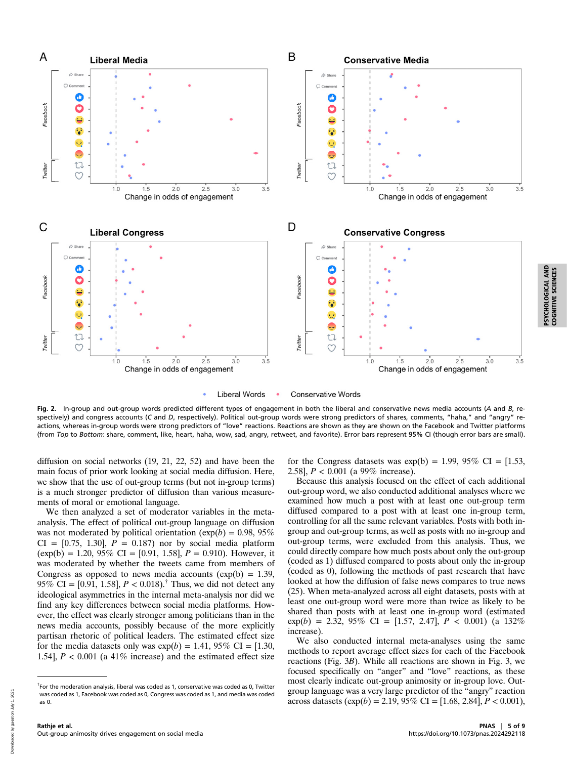Fig. 2. In-group and out-group words predicted different types of engagement in both the liberal and conservative news media accounts (A and B, respectively) and congress accounts (C and D, respectively). Political out-group words were strong predictors of shares, comments, "haha," and "angry" reactions, whereas in-group words were strong predictors of "love" reactions. Reactions are shown as they are shown on the Facebook and Twitter platforms (from *Top* to *Bottom*: share, comment, like, heart, haha, wow, sad, angry, retweet, and favorite). Error bars represent 95% CI (though error bars are small).

diffusion on social networks (19, 21, 22, 52) and have been the main focus of prior work looking at social media diffusion. Here, we show that the use of out-group terms (but not in-group terms) is a much stronger predictor of diffusion than various measurements of moral or emotional language.

We then analyzed a set of moderator variables in the meta-analysis. The effect of political out-group language on diffusion was not moderated by political orientation (exp($b$) = 0.98, 95% CI = [0.75, 1.30], $P$ = 0.187) nor by social media platform (exp(b) = 1.20, 95% CI = [0.91, 1.58], $P$ = 0.910). However, it was moderated by whether the tweets came from members of Congress as opposed to news media accounts (exp(b) = 1.39, 95% CI = [0.91, 1.58], $P$ < 0.018).[†] Thus, we did not detect any ideological asymmetries in the internal meta-analysis nor did we find any key differences between social media platforms. However, the effect was clearly stronger among politicians than in the news media accounts, possibly because of the more explicitly partisan rhetoric of political leaders. The estimated effect size for the media datasets only was exp($b$) = 1.41, 95% CI = [1.30, 1.54], $P$ < 0.001 (a 41% increase) and the estimated effect size for the Congress datasets was exp(b) = 1.99, 95% CI = [1.53, 2.58], $P$ < 0.001 (a 99% increase).

Because this analysis focused on the effect of each additional out-group word, we also conducted additional analyses where we examined how much a post with at least one out-group term diffused compared to a post with at least one in-group term, controlling for all the same relevant variables. Posts with both in-group and out-group terms, as well as posts with no in-group and out-group terms, were excluded from this analysis. Thus, we could directly compare how much posts about only the out-group (coded as 1) diffused compared to posts about only the in-group (coded as 0), following the methods of past research that have looked at how the diffusion of false news compares to true news (25). When meta-analyzed across all eight datasets, posts with at least one out-group word were more than twice as likely to be shared than posts with at least one in-group word (estimated exp($b$) = 2.32, 95% CI = [1.57, 2.47], $P$ < 0.001) (a 132% increase).

We also conducted internal meta-analyses using the same methods to report average effect sizes for each of the Facebook reactions (Fig. 3*B*). While all reactions are shown in Fig. 3, we focused specifically on "anger" and "love" reactions, as these most clearly indicate out-group animosity or in-group love. Out-group language was a very large predictor of the "angry" reaction across datasets (exp($b$) = 2.19, 95% CI = [1.68, 2.84], $P$ < 0.001),

[†]For the moderation analysis, liberal was coded as 1, conservative was coded as 0, Twitter was coded as 1, Facebook was coded as 0, Congress was coded as 1, and media was coded as 0.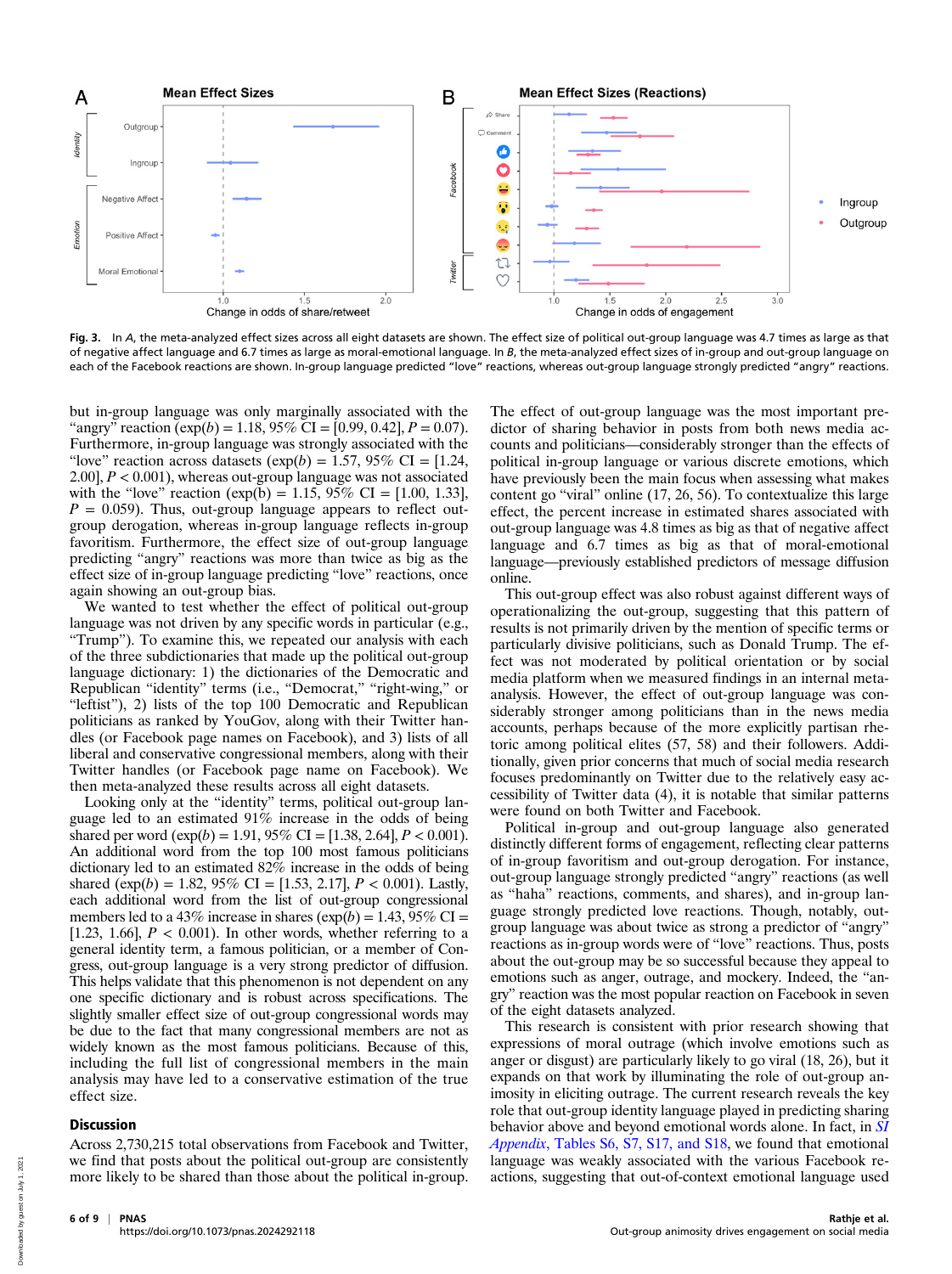Fig. 3. In *A*, the meta-analyzed effect sizes across all eight datasets are shown. The effect size of political out-group language was 4.7 times as large as that of negative affect language and 6.7 times as large as moral-emotional language. In *B*, the meta-analyzed effect sizes of in-group and out-group language on each of the Facebook reactions are shown. In-group language predicted "love" reactions, whereas out-group language strongly predicted "angry" reactions.

but in-group language was only marginally associated with the "angry" reaction ($\exp(b) = 1.18$, 95% CI = [0.99, 0.42], $P = 0.07$). Furthermore, in-group language was strongly associated with the "love" reaction across datasets ($\exp(b) = 1.57$, 95% CI = [1.24, 2.00], $P < 0.001$), whereas out-group language was not associated with the "love" reaction ($\exp(b) = 1.15$, 95% CI = [1.00, 1.33], $P = 0.059$). Thus, out-group language appears to reflect out-group derogation, whereas in-group language reflects in-group favoritism. Furthermore, the effect size of out-group language predicting "angry" reactions was more than twice as big as the effect size of in-group language predicting "love" reactions, once again showing an out-group bias.

We wanted to test whether the effect of political out-group language was not driven by any specific words in particular (e.g., "Trump"). To examine this, we repeated our analysis with each of the three subdictionaries that made up the political out-group language dictionary: 1) the dictionaries of the Democratic and Republican "identity" terms (i.e., "Democrat," "right-wing," or "leftist"), 2) lists of the top 100 Democratic and Republican politicians as ranked by YouGov, along with their Twitter handles (or Facebook page names on Facebook), and 3) lists of all liberal and conservative congressional members, along with their Twitter handles (or Facebook page name on Facebook). We then meta-analyzed these results across all eight datasets.

Looking only at the "identity" terms, political out-group language led to an estimated 91% increase in the odds of being shared per word ($\exp(b) = 1.91$, 95% CI = [1.38, 2.64], $P < 0.001$). An additional word from the top 100 most famous politicians dictionary led to an estimated 82% increase in the odds of being shared ($\exp(b) = 1.82$, 95% CI = [1.53, 2.17], $P < 0.001$). Lastly, each additional word from the list of out-group congressional members led to a 43% increase in shares ($\exp(b) = 1.43$, 95% CI = [1.23, 1.66], $P < 0.001$). In other words, whether referring to a general identity term, a famous politician, or a member of Congress, out-group language is a very strong predictor of diffusion. This helps validate that this phenomenon is not dependent on any one specific dictionary and is robust across specifications. The slightly smaller effect size of out-group congressional words may be due to the fact that many congressional members are not as widely known as the most famous politicians. Because of this, including the full list of congressional members in the main analysis may have led to a conservative estimation of the true effect size.

## Discussion

Across 2,730,215 total observations from Facebook and Twitter, we find that posts about the political out-group are consistently more likely to be shared than those about the political in-group. The effect of out-group language was the most important predictor of sharing behavior in posts from both news media accounts and politicians—considerably stronger than the effects of political in-group language or various discrete emotions, which have previously been the main focus when assessing what makes content go "viral" online (17, 26, 56). To contextualize this large effect, the percent increase in estimated shares associated with out-group language was 4.8 times as big as that of negative affect language and 6.7 times as big as that of moral-emotional language—previously established predictors of message diffusion online.

This out-group effect was also robust against different ways of operationalizing the out-group, suggesting that this pattern of results is not primarily driven by the mention of specific terms or particularly divisive politicians, such as Donald Trump. The effect was not moderated by political orientation or by social media platform when we measured findings in an internal meta-analysis. However, the effect of out-group language was considerably stronger among politicians than in the news media accounts, perhaps because of the more explicitly partisan rhetoric among political elites (57, 58) and their followers. Additionally, given prior concerns that much of social media research focuses predominantly on Twitter due to the relatively easy accessibility of Twitter data (4), it is notable that similar patterns were found on both Twitter and Facebook.

Political in-group and out-group language also generated distinctly different forms of engagement, reflecting clear patterns of in-group favoritism and out-group derogation. For instance, out-group language strongly predicted "angry" reactions (as well as "haha" reactions, comments, and shares), and in-group language strongly predicted love reactions. Though, notably, out-group language was about twice as strong a predictor of "angry" reactions as in-group words were of "love" reactions. Thus, posts about the out-group may be so successful because they appeal to emotions such as anger, outrage, and mockery. Indeed, the "angry" reaction was the most popular reaction on Facebook in seven of the eight datasets analyzed.

This research is consistent with prior research showing that expressions of moral outrage (which involve emotions such as anger or disgust) are particularly likely to go viral (18, 26), but it expands on that work by illuminating the role of out-group animosity in eliciting outrage. The current research reveals the key role that out-group identity language played in predicting sharing behavior above and beyond emotional words alone. In fact, in *SI Appendix*, Tables S6, S7, S17, and S18, we found that emotional language was weakly associated with the various Facebook reactions, suggesting that out-of-context emotional language used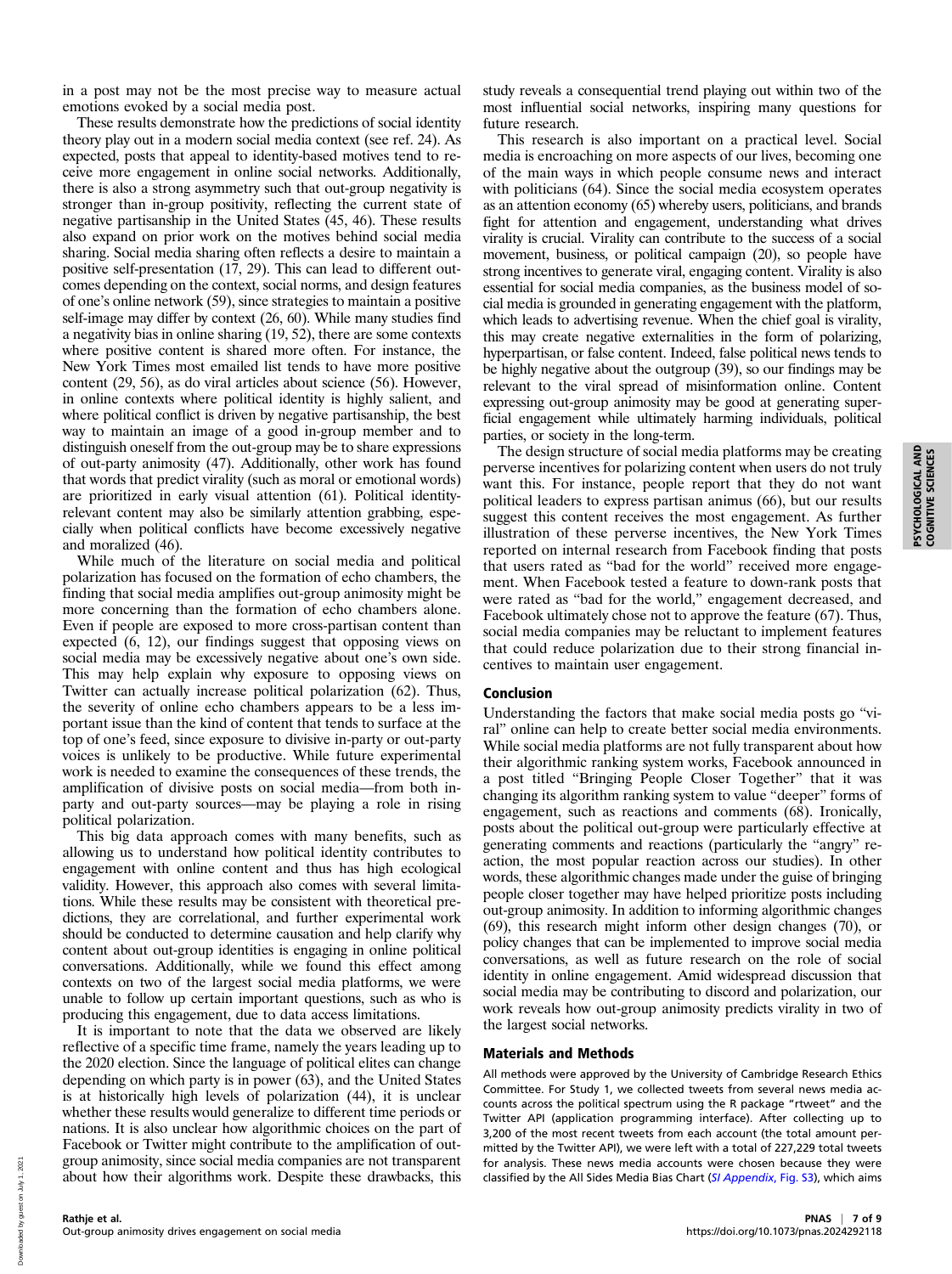in a post may not be the most precise way to measure actual emotions evoked by a social media post.

These results demonstrate how the predictions of social identity theory play out in a modern social media context (see ref. 24). As expected, posts that appeal to identity-based motives tend to receive more engagement in online social networks. Additionally, there is also a strong asymmetry such that out-group negativity is stronger than in-group positivity, reflecting the current state of negative partisanship in the United States (45, 46). These results also expand on prior work on the motives behind social media sharing. Social media sharing often reflects a desire to maintain a positive self-presentation (17, 29). This can lead to different outcomes depending on the context, social norms, and design features of one's online network (59), since strategies to maintain a positive self-image may differ by context (26, 60). While many studies find a negativity bias in online sharing (19, 52), there are some contexts where positive content is shared more often. For instance, the New York Times most emailed list tends to have more positive content (29, 56), as do viral articles about science (56). However, in online contexts where political identity is highly salient, and where political conflict is driven by negative partisanship, the best way to maintain an image of a good in-group member and to distinguish oneself from the out-group may be to share expressions of out-party animosity (47). Additionally, other work has found that words that predict virality (such as moral or emotional words) are prioritized in early visual attention (61). Political identity-relevant content may also be similarly attention grabbing, especially when political conflicts have become excessively negative and moralized (46).

While much of the literature on social media and political polarization has focused on the formation of echo chambers, the finding that social media amplifies out-group animosity might be more concerning than the formation of echo chambers alone. Even if people are exposed to more cross-partisan content than expected (6, 12), our findings suggest that opposing views on social media may be excessively negative about one's own side. This may help explain why exposure to opposing views on Twitter can actually increase political polarization (62). Thus, the severity of online echo chambers appears to be a less important issue than the kind of content that tends to surface at the top of one's feed, since exposure to divisive in-party or out-party voices is unlikely to be productive. While future experimental work is needed to examine the consequences of these trends, the amplification of divisive posts on social media—from both in-party and out-party sources—may be playing a role in rising political polarization.

This big data approach comes with many benefits, such as allowing us to understand how political identity contributes to engagement with online content and thus has high ecological validity. However, this approach also comes with several limitations. While these results may be consistent with theoretical predictions, they are correlational, and further experimental work should be conducted to determine causation and help clarify why content about out-group identities is engaging in online political conversations. Additionally, while we found this effect among contexts on two of the largest social media platforms, we were unable to follow up certain important questions, such as who is producing this engagement, due to data access limitations.

It is important to note that the data we observed are likely reflective of a specific time frame, namely the years leading up to the 2020 election. Since the language of political elites can change depending on which party is in power (63), and the United States is at historically high levels of polarization (44), it is unclear whether these results would generalize to different time periods or nations. It is also unclear how algorithmic choices on the part of Facebook or Twitter might contribute to the amplification of out-group animosity, since social media companies are not transparent about how their algorithms work. Despite these drawbacks, this study reveals a consequential trend playing out within two of the most influential social networks, inspiring many questions for future research.

This research is also important on a practical level. Social media is encroaching on more aspects of our lives, becoming one of the main ways in which people consume news and interact with politicians (64). Since the social media ecosystem operates as an attention economy (65) whereby users, politicians, and brands fight for attention and engagement, understanding what drives virality is crucial. Virality can contribute to the success of a social movement, business, or political campaign (20), so people have strong incentives to generate viral, engaging content. Virality is also essential for social media companies, as the business model of social media is grounded in generating engagement with the platform, which leads to advertising revenue. When the chief goal is virality, this may create negative externalities in the form of polarizing, hyperpartisan, or false content. Indeed, false political news tends to be highly negative about the outgroup (39), so our findings may be relevant to the viral spread of misinformation online. Content expressing out-group animosity may be good at generating superficial engagement while ultimately harming individuals, political parties, or society in the long-term.

The design structure of social media platforms may be creating perverse incentives for polarizing content when users do not truly want this. For instance, people report that they do not want political leaders to express partisan animus (66), but our results suggest this content receives the most engagement. As further illustration of these perverse incentives, the New York Times reported on internal research from Facebook finding that posts that users rated as "bad for the world" received more engagement. When Facebook tested a feature to down-rank posts that were rated as "bad for the world," engagement decreased, and Facebook ultimately chose not to approve the feature (67). Thus, social media companies may be reluctant to implement features that could reduce polarization due to their strong financial incentives to maintain user engagement.

## Conclusion

Understanding the factors that make social media posts go "viral" online can help to create better social media environments. While social media platforms are not fully transparent about how their algorithmic ranking system works, Facebook announced in a post titled "Bringing People Closer Together" that it was changing its algorithm ranking system to value "deeper" forms of engagement, such as reactions and comments (68). Ironically, posts about the political out-group were particularly effective at generating comments and reactions (particularly the "angry" reaction, the most popular reaction across our studies). In other words, these algorithmic changes made under the guise of bringing people closer together may have helped prioritize posts including out-group animosity. In addition to informing algorithmic changes (69), this research might inform other design changes (70), or policy changes that can be implemented to improve social media conversations, as well as future research on the role of social identity in online engagement. Amid widespread discussion that social media may be contributing to discord and polarization, our work reveals how out-group animosity predicts virality in two of the largest social networks.

## Materials and Methods

All methods were approved by the University of Cambridge Research Ethics Committee. For Study 1, we collected tweets from several news media accounts across the political spectrum using the R package "rtweet" and the Twitter API (application programming interface). After collecting up to 3,200 of the most recent tweets from each account (the total amount permitted by the Twitter API), we were left with a total of 227,229 total tweets for analysis. These news media accounts were chosen because they were classified by the All Sides Media Bias Chart (*SI Appendix*, Fig. S3), which aims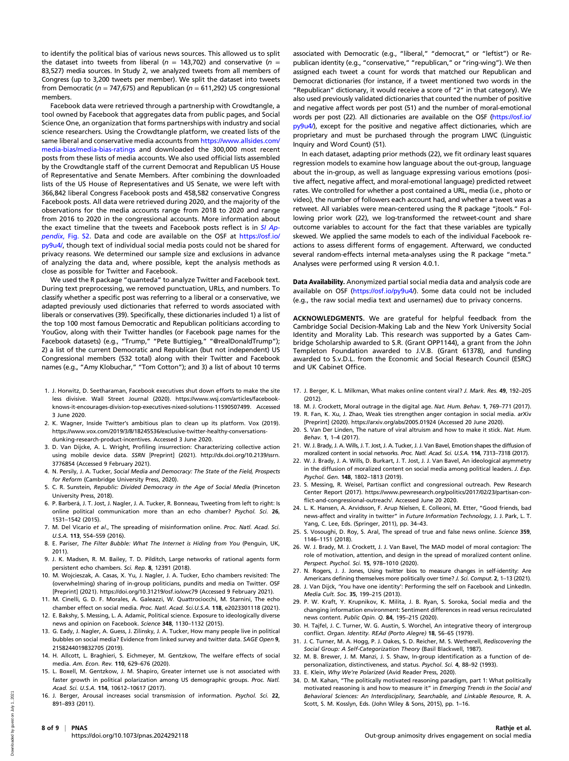to identify the political bias of various news sources. This allowed us to split the dataset into tweets from liberal ($n$ = 143,702) and conservative ($n$ = 83,527) media sources. In Study 2, we analyzed tweets from all members of Congress (up to 3,200 tweets per member). We split the dataset into tweets from Democratic ($n$ = 747,675) and Republican ($n$ = 611,292) US congressional members.

Facebook data were retrieved through a partnership with Crowdtangle, a tool owned by Facebook that aggregates data from public pages, and Social Science One, an organization that forms partnerships with industry and social science researchers. Using the Crowdtangle platform, we created lists of the same liberal and conservative media accounts from https://www.allsides.com/media-bias/media-bias-ratings and downloaded the 300,000 most recent posts from these lists of media accounts. We also used official lists assembled by the Crowdtangle staff of the current Democrat and Republican US House of Representative and Senate Members. After combining the downloaded lists of the US House of Representatives and US Senate, we were left with 366,842 liberal Congress Facebook posts and 458,582 conservative Congress Facebook posts. All data were retrieved during 2020, and the majority of the observations for the media accounts range from 2018 to 2020 and range from 2016 to 2020 in the congressional accounts. More information about the exact timeline that the tweets and Facebook posts reflect is in *SI Appendix*, Fig. S2. Data and code are available on the OSF at https://osf.io/py9u4/, though text of individual social media posts could not be shared for privacy reasons. We determined our sample size and exclusions in advance of analyzing the data and, where possible, kept the analysis methods as close as possible for Twitter and Facebook.

We used the R package "quanteda" to analyze Twitter and Facebook text. During text preprocessing, we removed punctuation, URLs, and numbers. To classify whether a specific post was referring to a liberal or a conservative, we adapted previously used dictionaries that referred to words associated with liberals or conservatives (39). Specifically, these dictionaries included 1) a list of the top 100 most famous Democratic and Republican politicians according to YouGov, along with their Twitter handles (or Facebook page names for the Facebook datasets) (e.g., "Trump," "Pete Buttigieg," "@realDonaldTrump"); 2) a list of the current Democratic and Republican (but not independent) US Congressional members (532 total) along with their Twitter and Facebook names (e.g., "Amy Klobuchar," "Tom Cotton"); and 3) a list of about 10 terms associated with Democratic (e.g., "liberal," "democrat," or "leftist") or Republican identity (e.g., "conservative," "republican," or "ring-wing"). We then assigned each tweet a count for words that matched our Republican and Democrat dictionaries (for instance, if a tweet mentioned two words in the "Republican" dictionary, it would receive a score of "2" in that category). We also used previously validated dictionaries that counted the number of positive and negative affect words per post (51) and the number of moral-emotional words per post (22). All dictionaries are available on the OSF (https://osf.io/py9u4/), except for the positive and negative affect dictionaries, which are proprietary and must be purchased through the program LIWC (Linguistic Inquiry and Word Count) (51).

In each dataset, adapting prior methods (22), we fit ordinary least squares regression models to examine how language about the out-group, language about the in-group, as well as language expressing various emotions (positive affect, negative affect, and moral-emotional language) predicted retweet rates. We controlled for whether a post contained a URL, media (i.e., photo or video), the number of followers each account had, and whether a tweet was a retweet. All variables were mean-centered using the R package "jtools." Following prior work (22), we log-transformed the retweet-count and share outcome variables to account for the fact that these variables are typically skewed. We applied the same models to each of the individual Facebook reactions to assess different forms of engagement. Afterward, we conducted several random-effects internal meta-analyses using the R package "meta." Analyses were performed using R version 4.0.1.

**Data Availability.** Anonymized partial social media data and analysis code are available on OSF (https://osf.io/py9u4/). Some data could not be included (e.g., the raw social media text and usernames) due to privacy concerns.

**ACKNOWLEDGMENTS.** We are grateful for helpful feedback from the Cambridge Social Decision-Making Lab and the New York University Social Identity and Morality Lab. This research was supported by a Gates Cambridge Scholarship awarded to S.R. (Grant OPP1144), a grant from the John Templeton Foundation awarded to J.V.B. (Grant 61378), and funding awarded to S.v.D.L. from the Economic and Social Research Council (ESRC) and UK Cabinet Office.

1. J. Horwitz, D. Seetharaman, Facebook executives shut down efforts to make the site less divisive. Wall Street Journal (2020). https://www.wsj.com/articles/facebook-knows-it-encourages-division-top-executives-nixed-solutions-11590507499. Accessed 3 June 2020.
2. K. Wagner, Inside Twitter's ambitious plan to clean up its platform. Vox (2019). https://www.vox.com/2019/3/8/18245536/exclusive-twitter-healthy-conversations-dunking-research-product-incentives. Accessed 3 June 2020.
3. D. Van Dijcke, A. L. Wright, Profiling insurrection: Characterizing collective action using mobile device data. SSRN [Preprint] (2021). http://dx.doi.org/10.2139/ssrn.3776854 (Accessed 9 February 2021).
4. N. Persily, J. A. Tucker, *Social Media and Democracy: The State of the Field, Prospects for Reform* (Cambridge University Press, 2020).
5. C. R. Sunstein, *Republic: Divided Democracy in the Age of Social Media* (Princeton University Press, 2018).
6. P. Barberá, J. T. Jost, J. Nagler, J. A. Tucker, R. Bonneau, Tweeting from left to right: Is online political communication more than an echo chamber? *Psychol. Sci.* **26**, 1531–1542 (2015).
7. M. Del Vicario *et al.*, The spreading of misinformation online. *Proc. Natl. Acad. Sci. U.S.A.* **113**, 554–559 (2016).
8. E. Pariser, *The Filter Bubble: What The Internet is Hiding from You* (Penguin, UK, 2011).
9. J. K. Madsen, R. M. Bailey, T. D. Pilditch, Large networks of rational agents form persistent echo chambers. *Sci. Rep.* **8**, 12391 (2018).
10. M. Wojcieszak, A. Casas, X. Yu, J. Nagler, J. A. Tucker, Echo chambers revisited: The (overwhelming) sharing of in-group politicians, pundits and media on Twitter. OSF [Preprint] (2021). https://doi.org/10.31219/osf.io/xwc79 (Accessed 9 February 2021).
11. M. Cinelli, G. D. F. Morales, A. Galeazzi, W. Quattrociocchi, M. Starnini, The echo chamber effect on social media. *Proc. Natl. Acad. Sci.U.S.A.* **118**, e2023301118 (2021).
12. E. Bakshy, S. Messing, L. A. Adamic, Political science. Exposure to ideologically diverse news and opinion on Facebook. *Science* **348**, 1130–1132 (2015).
13. G. Eady, J. Nagler, A. Guess, J. Zilinsky, J. A. Tucker, How many people live in political bubbles on social media? Evidence from linked survey and twitter data. *SAGE Open* **9**, 2158244019832705 (2019).
14. H. Allcott, L. Braghieri, S. Eichmeyer, M. Gentzkow, The welfare effects of social media. *Am. Econ. Rev.* **110**, 629–676 (2020).
15. L. Boxell, M. Gentzkow, J. M. Shapiro, Greater internet use is not associated with faster growth in political polarization among US demographic groups. *Proc. Natl. Acad. Sci. U.S.A.* **114**, 10612–10617 (2017).
16. J. Berger, Arousal increases social transmission of information. *Psychol. Sci.* **22**, 891–893 (2011).
17. J. Berger, K. L. Milkman, What makes online content viral? *J. Mark. Res.* **49**, 192–205 (2012).
18. M. J. Crockett, Moral outrage in the digital age. *Nat. Hum. Behav.* **1**, 769–771 (2017).
19. R. Fan, K. Xu, J. Zhao, Weak ties strengthen anger contagion in social media. arXiv [Preprint] (2020). https://arxiv.org/abs/2005.01924 (Accessed 20 June 2020).
20. S. Van Der Linden, The nature of viral altruism and how to make it stick. *Nat. Hum. Behav.* **1**, 1–4 (2017).
21. W. J. Brady, J. A. Wills, J. T. Jost, J. A. Tucker, J. J. Van Bavel, Emotion shapes the diffusion of moralized content in social networks. *Proc. Natl. Acad. Sci. U.S.A.* **114**, 7313–7318 (2017).
22. W. J. Brady, J. A. Wills, D. Burkart, J. T. Jost, J. J. Van Bavel, An ideological asymmetry in the diffusion of moralized content on social media among political leaders. *J. Exp. Psychol. Gen.* **148**, 1802–1813 (2019).
23. S. Messing, R. Weisel, Partisan conflict and congressional outreach. Pew Research Center Report (2017). https://www.pewresearch.org/politics/2017/02/23/partisan-conflict-and-congressional-outreach/. Accessed June 20 2020.
24. L. K. Hansen, A. Arvidsson, F. Arup Nielsen, E. Colleoni, M. Etter, "Good friends, bad news-affect and virality in twitter" in *Future Information Technology*, J. J. Park, L. T. Yang, C. Lee, Eds. (Springer, 2011), pp. 34–43.
25. S. Vosoughi, D. Roy, S. Aral, The spread of true and false news online. *Science* **359**, 1146–1151 (2018).
26. W. J. Brady, M. J. Crockett, J. J. Van Bavel, The MAD model of moral contagion: The role of motivation, attention, and design in the spread of moralized content online. *Perspect. Psychol. Sci.* **15**, 978–1010 (2020).
27. N. Rogers, J. J. Jones, Using twitter bios to measure changes in self-identity: Are Americans defining themselves more politically over time? *J. Sci. Comput.* **2**, 1–13 (2021).
28. J. Van Dijck, 'You have one identity': Performing the self on Facebook and LinkedIn. *Media Cult. Soc.* **35**, 199–215 (2013).
29. P. W. Kraft, Y. Krupnikov, K. Milita, J. B. Ryan, S. Soroka, Social media and the changing information environment: Sentiment differences in read versus recirculated news content. *Public Opin. Q.* **84**, 195–215 (2020).
30. H. Tajfel, J. C. Turner, W. G. Austin, S. Worchel, An integrative theory of intergroup conflict. *Organ. Identity. REAd (Porto Alegre)* **18**, 56–65 (1979).
31. J. C. Turner, M. A. Hogg, P. J. Oakes, S. D. Reicher, M. S. Wetherell, *Rediscovering the Social Group: A Self-Categorization Theory* (Basil Blackwell, 1987).
32. M. B. Brewer, J. M. Manzi, J. S. Shaw, In-group identification as a function of depersonalization, distinctiveness, and status. *Psychol. Sci.* **4**, 88–92 (1993).
33. E. Klein, *Why We're Polarized* (Avid Reader Press, 2020).
34. D. M. Kahan, "The politically motivated reasoning paradigm, part 1: What politically motivated reasoning is and how to measure it" in *Emerging Trends in the Social and Behavioral Sciences: An Interdisciplinary, Searchable, and Linkable Resource*, R. A. Scott, S. M. Kosslyn, Eds. (John Wiley & Sons, 2015), pp. 1–16.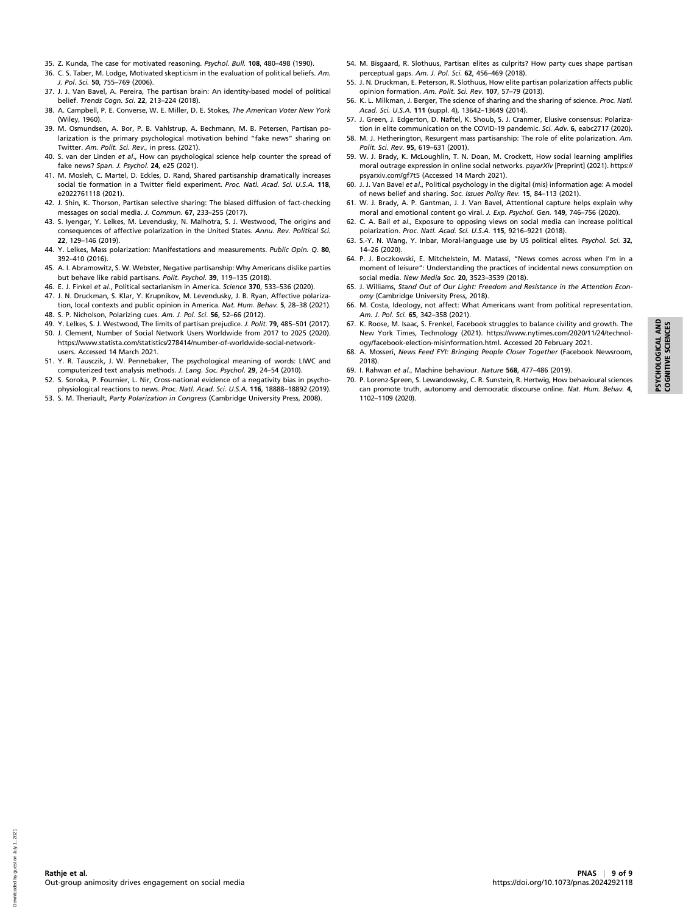35. Z. Kunda, The case for motivated reasoning. *Psychol. Bull.* **108**, 480–498 (1990).
36. C. S. Taber, M. Lodge, Motivated skepticism in the evaluation of political beliefs. *Am. J. Pol. Sci.* **50**, 755–769 (2006).
37. J. J. Van Bavel, A. Pereira, The partisan brain: An identity-based model of political belief. *Trends Cogn. Sci.* **22**, 213–224 (2018).
38. A. Campbell, P. E. Converse, W. E. Miller, D. E. Stokes, *The American Voter New York* (Wiley, 1960).
39. M. Osmundsen, A. Bor, P. B. Vahlstrup, A. Bechmann, M. B. Petersen, Partisan polarization is the primary psychological motivation behind "fake news" sharing on Twitter. *Am. Polit. Sci. Rev.*, in press. (2021).
40. S. van der Linden *et al*., How can psychological science help counter the spread of fake news? *Span. J. Psychol.* **24**, e25 (2021).
41. M. Mosleh, C. Martel, D. Eckles, D. Rand, Shared partisanship dramatically increases social tie formation in a Twitter field experiment. *Proc. Natl. Acad. Sci. U.S.A.* **118**, e2022761118 (2021).
42. J. Shin, K. Thorson, Partisan selective sharing: The biased diffusion of fact-checking messages on social media. *J. Commun.* **67**, 233–255 (2017).
43. S. Iyengar, Y. Lelkes, M. Levendusky, N. Malhotra, S. J. Westwood, The origins and consequences of affective polarization in the United States. *Annu. Rev. Political Sci.* **22**, 129–146 (2019).
44. Y. Lelkes, Mass polarization: Manifestations and measurements. *Public Opin. Q.* **80**, 392–410 (2016).
45. A. I. Abramowitz, S. W. Webster, Negative partisanship: Why Americans dislike parties but behave like rabid partisans. *Polit. Psychol.* **39**, 119–135 (2018).
46. E. J. Finkel *et al*., Political sectarianism in America. *Science* **370**, 533–536 (2020).
47. J. N. Druckman, S. Klar, Y. Krupnikov, M. Levendusky, J. B. Ryan, Affective polarization, local contexts and public opinion in America. *Nat. Hum. Behav.* **5**, 28–38 (2021).
48. S. P. Nicholson, Polarizing cues. *Am. J. Pol. Sci.* **56**, 52–66 (2012).
49. Y. Lelkes, S. J. Westwood, The limits of partisan prejudice. *J. Polit.* **79**, 485–501 (2017).
50. J. Clement, Number of Social Network Users Worldwide from 2017 to 2025 (2020). https://www.statista.com/statistics/278414/number-of-worldwide-social-network-users. Accessed 14 March 2021.
51. Y. R. Tausczik, J. W. Pennebaker, The psychological meaning of words: LIWC and computerized text analysis methods. *J. Lang. Soc. Psychol.* **29**, 24–54 (2010).
52. S. Soroka, P. Fournier, L. Nir, Cross-national evidence of a negativity bias in psychophysiological reactions to news. *Proc. Natl. Acad. Sci. U.S.A.* **116**, 18888–18892 (2019).
53. S. M. Theriault, *Party Polarization in Congress* (Cambridge University Press, 2008).
54. M. Bisgaard, R. Slothuus, Partisan elites as culprits? How party cues shape partisan perceptual gaps. *Am. J. Pol. Sci.* **62**, 456–469 (2018).
55. J. N. Druckman, E. Peterson, R. Slothuus, How elite partisan polarization affects public opinion formation. *Am. Polit. Sci. Rev.* **107**, 57–79 (2013).
56. K. L. Milkman, J. Berger, The science of sharing and the sharing of science. *Proc. Natl. Acad. Sci. U.S.A.* **111** (suppl. 4), 13642–13649 (2014).
57. J. Green, J. Edgerton, D. Naftel, K. Shoub, S. J. Cranmer, Elusive consensus: Polarization in elite communication on the COVID-19 pandemic. *Sci. Adv.* **6**, eabc2717 (2020).
58. M. J. Hetherington, Resurgent mass partisanship: The role of elite polarization. *Am. Polit. Sci. Rev.* **95**, 619–631 (2001).
59. W. J. Brady, K. McLoughlin, T. N. Doan, M. Crockett, How social learning amplifies moral outrage expression in online social networks. *psyarXiv* [Preprint] (2021). https://psyarxiv.com/gf7t5 (Accessed 14 March 2021).
60. J. J. Van Bavel *et al*., Political psychology in the digital (mis) information age: A model of news belief and sharing. *Soc. Issues Policy Rev.* **15**, 84–113 (2021).
61. W. J. Brady, A. P. Gantman, J. J. Van Bavel, Attentional capture helps explain why moral and emotional content go viral. *J. Exp. Psychol. Gen.* **149**, 746–756 (2020).
62. C. A. Bail *et al*., Exposure to opposing views on social media can increase political polarization. *Proc. Natl. Acad. Sci. U.S.A.* **115**, 9216–9221 (2018).
63. S.-Y. N. Wang, Y. Inbar, Moral-language use by US political elites. *Psychol. Sci.* **32**, 14–26 (2020).
64. P. J. Boczkowski, E. Mitchelstein, M. Matassi, "News comes across when I'm in a moment of leisure": Understanding the practices of incidental news consumption on social media. *New Media Soc.* **20**, 3523–3539 (2018).
65. J. Williams, *Stand Out of Our Light: Freedom and Resistance in the Attention Economy* (Cambridge University Press, 2018).
66. M. Costa, Ideology, not affect: What Americans want from political representation. *Am. J. Pol. Sci.* **65**, 342–358 (2021).
67. K. Roose, M. Isaac, S. Frenkel, Facebook struggles to balance civility and growth. The New York Times, Technology (2021). https://www.nytimes.com/2020/11/24/technology/facebook-election-misinformation.html. Accessed 20 February 2021.
68. A. Mosseri, *News Feed FYI: Bringing People Closer Together* (Facebook Newsroom, 2018).
69. I. Rahwan *et al*., Machine behaviour. *Nature* **568**, 477–486 (2019).
70. P. Lorenz-Spreen, S. Lewandowsky, C. R. Sunstein, R. Hertwig, How behavioural sciences can promote truth, autonomy and democratic discourse online. *Nat. Hum. Behav.* **4**, 1102–1109 (2020).